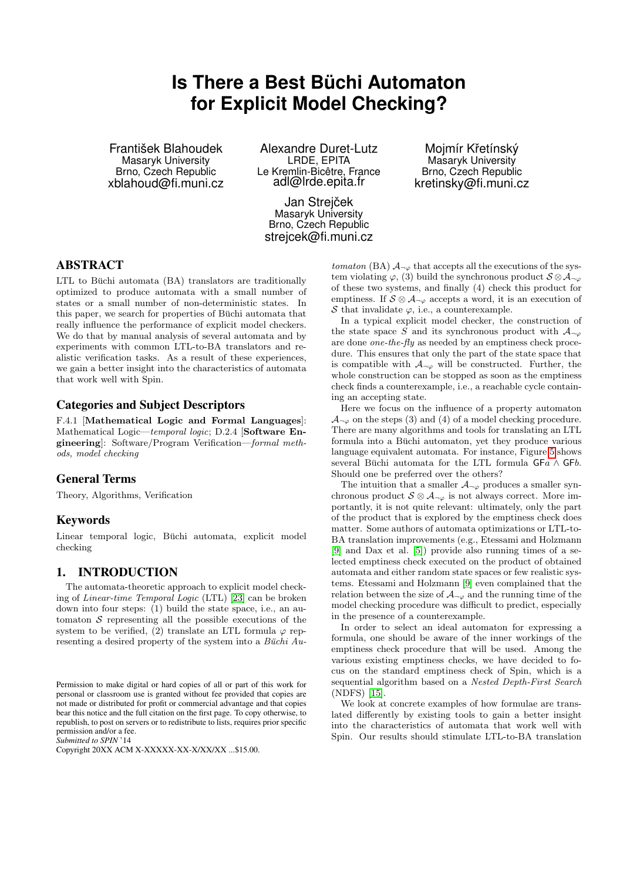# Is There a Best Büchi Automaton for Explicit Model Checking?

František Blahoudek
Masaryk University
Brno, Czech Republic
xblahoud@fi.muni.cz

Alexandre Duret-Lutz
LRDE, EPITA
Le Kremlin-Bicêtre, France
adl@lrde.epita.fr

Mojmír Křetínský
Masaryk University
Brno, Czech Republic
kretinsky@fi.muni.cz

Jan Strejček
Masaryk University
Brno, Czech Republic
strejcek@fi.muni.cz

## ABSTRACT

LTL to Büchi automata (BA) translators are traditionally optimized to produce automata with a small number of states or a small number of non-deterministic states. In this paper, we search for properties of Büchi automata that really influence the performance of explicit model checkers. We do that by manual analysis of several automata and by experiments with common LTL-to-BA translators and realistic verification tasks. As a result of these experiences, we gain a better insight into the characteristics of automata that work well with Spin.

## Categories and Subject Descriptors

F.4.1 [**Mathematical Logic and Formal Languages**]: Mathematical Logic—*temporal logic*; D.2.4 [**Software Engineering**]: Software/Program Verification—*formal methods, model checking*

## General Terms

Theory, Algorithms, Verification

## Keywords

Linear temporal logic, Büchi automata, explicit model checking

## 1. INTRODUCTION

The automata-theoretic approach to explicit model checking of *Linear-time Temporal Logic* (LTL) [23] can be broken down into four steps: (1) build the state space, i.e., an automaton $\mathcal{S}$ representing all the possible executions of the system to be verified, (2) translate an LTL formula $\varphi$ representing a desired property of the system into a *Büchi Automaton* (BA) $\mathcal{A}_{\neg\varphi}$ that accepts all the executions of the system violating $\varphi$, (3) build the synchronous product $\mathcal{S} \otimes \mathcal{A}_{\neg\varphi}$ of these two systems, and finally (4) check this product for emptiness. If $\mathcal{S} \otimes \mathcal{A}_{\neg\varphi}$ accepts a word, it is an execution of $\mathcal{S}$ that invalidate $\varphi$, i.e., a counterexample.

In a typical explicit model checker, the construction of the state space $S$ and its synchronous product with $\mathcal{A}_{\neg\varphi}$ are done *one-the-fly* as needed by an emptiness check procedure. This ensures that only the part of the state space that is compatible with $\mathcal{A}_{\neg\varphi}$ will be constructed. Further, the whole construction can be stopped as soon as the emptiness check finds a counterexample, i.e., a reachable cycle containing an accepting state.

Here we focus on the influence of a property automaton $\mathcal{A}_{\neg\varphi}$ on the steps (3) and (4) of a model checking procedure. There are many algorithms and tools for translating an LTL formula into a Büchi automaton, yet they produce various language equivalent automata. For instance, Figure 5 shows several Büchi automata for the LTL formula $\mathsf{GF}a \wedge \mathsf{GF}b$. Should one be preferred over the others?

The intuition that a smaller $\mathcal{A}_{\neg\varphi}$ produces a smaller synchronous product $\mathcal{S} \otimes \mathcal{A}_{\neg\varphi}$ is not always correct. More importantly, it is not quite relevant: ultimately, only the part of the product that is explored by the emptiness check does matter. Some authors of automata optimizations or LTL-to-BA translation improvements (e.g., Etessami and Holzmann [9] and Dax et al. [5]) provide also running times of a selected emptiness check executed on the product of obtained automata and either random state spaces or few realistic systems. Etessami and Holzmann [9] even complained that the relation between the size of $\mathcal{A}_{\neg\varphi}$ and the running time of the model checking procedure was difficult to predict, especially in the presence of a counterexample.

In order to select an ideal automaton for expressing a formula, one should be aware of the inner workings of the emptiness check procedure that will be used. Among the various existing emptiness checks, we have decided to focus on the standard emptiness check of Spin, which is a sequential algorithm based on a *Nested Depth-First Search* (NDFS) [15].

We look at concrete examples of how formulae are translated differently by existing tools to gain a better insight into the characteristics of automata that work well with Spin. Our results should stimulate LTL-to-BA translation

Permission to make digital or hard copies of all or part of this work for personal or classroom use is granted without fee provided that copies are not made or distributed for profit or commercial advantage and that copies bear this notice and the full citation on the first page. To copy otherwise, to republish, to post on servers or to redistribute to lists, requires prior specific permission and/or a fee.
*Submitted to SPIN* '14
Copyright 20XX ACM X-XXXXX-XX-X/XX/XX ...$15.00.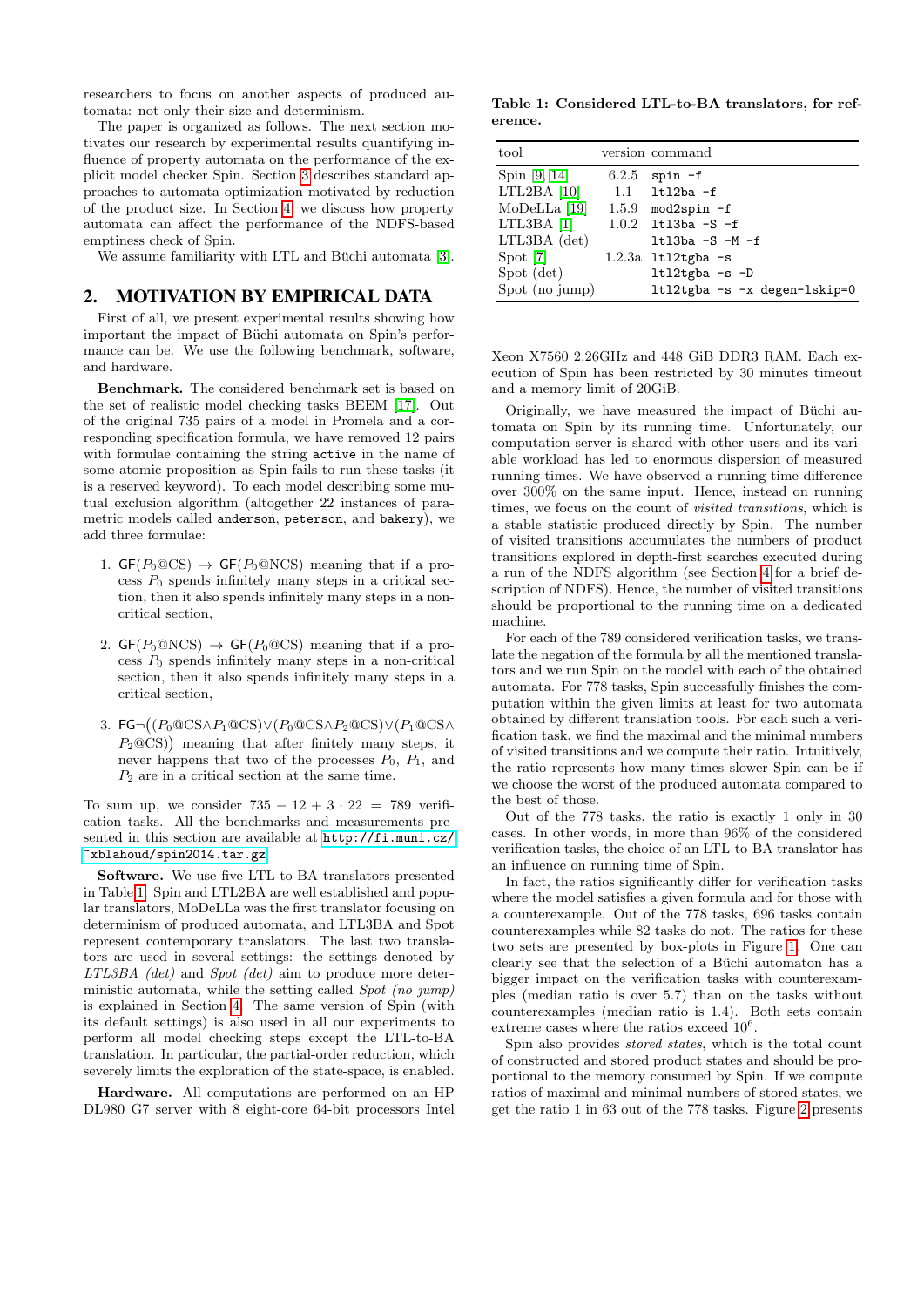researchers to focus on another aspects of produced automata: not only their size and determinism.

The paper is organized as follows. The next section motivates our research by experimental results quantifying influence of property automata on the performance of the explicit model checker Spin. Section 3 describes standard approaches to automata optimization motivated by reduction of the product size. In Section 4, we discuss how property automata can affect the performance of the NDFS-based emptiness check of Spin.

We assume familiarity with LTL and Büchi automata [3].

## 2. MOTIVATION BY EMPIRICAL DATA

First of all, we present experimental results showing how important the impact of Büchi automata on Spin's performance can be. We use the following benchmark, software, and hardware.

**Benchmark.** The considered benchmark set is based on the set of realistic model checking tasks BEEM [17]. Out of the original 735 pairs of a model in Promela and a corresponding specification formula, we have removed 12 pairs with formulae containing the string `active` in the name of some atomic proposition as Spin fails to run these tasks (it is a reserved keyword). To each model describing some mutual exclusion algorithm (altogether 22 instances of parametric models called `anderson`, `peterson`, and `bakery`), we add three formulae:

1. $\mathsf{GF}(P_0@\text{CS}) \rightarrow \mathsf{GF}(P_0@\text{NCS})$ meaning that if a process $P_0$ spends infinitely many steps in a critical section, then it also spends infinitely many steps in a non-critical section,
2. $\mathsf{GF}(P_0@\text{NCS}) \rightarrow \mathsf{GF}(P_0@\text{CS})$ meaning that if a process $P_0$ spends infinitely many steps in a non-critical section, then it also spends infinitely many steps in a critical section,
3. $\mathsf{FG}\neg\big((P_0@\text{CS} \wedge P_1@\text{CS}) \vee (P_0@\text{CS} \wedge P_2@\text{CS}) \vee (P_1@\text{CS} \wedge P_2@\text{CS})\big)$ meaning that after finitely many steps, it never happens that two of the processes $P_0$, $P_1$, and $P_2$ are in a critical section at the same time.

To sum up, we consider $735 - 12 + 3 \cdot 22 = 789$ verification tasks. All the benchmarks and measurements presented in this section are available at `http://fi.muni.cz/~xblahoud/spin2014.tar.gz`.

**Software.** We use five LTL-to-BA translators presented in Table 1. Spin and LTL2BA are well established and popular translators, MoDeLLa was the first translator focusing on determinism of produced automata, and LTL3BA and Spot represent contemporary translators. The last two translators are used in several settings: the settings denoted by *LTL3BA (det)* and *Spot (det)* aim to produce more deterministic automata, while the setting called *Spot (no jump)* is explained in Section 4. The same version of Spin (with its default settings) is also used in all our experiments to perform all model checking steps except the LTL-to-BA translation. In particular, the partial-order reduction, which severely limits the exploration of the state-space, is enabled.

**Hardware.** All computations are performed on an HP DL980 G7 server with 8 eight-core 64-bit processors Intel Xeon X7560 2.26GHz and 448 GiB DDR3 RAM. Each execution of Spin has been restricted by 30 minutes timeout and a memory limit of 20GiB.

**Table 1: Considered LTL-to-BA translators, for reference.**

| tool | version | command |
|---|---|---|
| Spin [9, 14] | 6.2.5 | `spin -f` |
| LTL2BA [10] | 1.1 | `ltl2ba -f` |
| MoDeLLa [19] | 1.5.9 | `mod2spin -f` |
| LTL3BA [1] | 1.0.2 | `ltl3ba -S -f` |
| LTL3BA (det) | | `ltl3ba -S -M -f` |
| Spot [7] | 1.2.3a | `ltl2tgba -s` |
| Spot (det) | | `ltl2tgba -s -D` |
| Spot (no jump) | | `ltl2tgba -s -x degen-lskip=0` |

Originally, we have measured the impact of Büchi automata on Spin by its running time. Unfortunately, our computation server is shared with other users and its variable workload has led to enormous dispersion of measured running times. We have observed a running time difference over 300% on the same input. Hence, instead on running times, we focus on the count of *visited transitions*, which is a stable statistic produced directly by Spin. The number of visited transitions accumulates the numbers of product transitions explored in depth-first searches executed during a run of the NDFS algorithm (see Section 4 for a brief description of NDFS). Hence, the number of visited transitions should be proportional to the running time on a dedicated machine.

For each of the 789 considered verification tasks, we translate the negation of the formula by all the mentioned translators and we run Spin on the model with each of the obtained automata. For 778 tasks, Spin successfully finishes the computation within the given limits at least for two automata obtained by different translation tools. For each such a verification task, we find the maximal and the minimal numbers of visited transitions and we compute their ratio. Intuitively, the ratio represents how many times slower Spin can be if we choose the worst of the produced automata compared to the best of those.

Out of the 778 tasks, the ratio is exactly 1 only in 30 cases. In other words, in more than 96% of the considered verification tasks, the choice of an LTL-to-BA translator has an influence on running time of Spin.

In fact, the ratios significantly differ for verification tasks where the model satisfies a given formula and for those with a counterexample. Out of the 778 tasks, 696 tasks contain counterexamples while 82 tasks do not. The ratios for these two sets are presented by box-plots in Figure 1. One can clearly see that the selection of a Büchi automaton has a bigger impact on the verification tasks with counterexamples (median ratio is over 5.7) than on the tasks without counterexamples (median ratio is 1.4). Both sets contain extreme cases where the ratios exceed $10^6$.

Spin also provides *stored states*, which is the total count of constructed and stored product states and should be proportional to the memory consumed by Spin. If we compute ratios of maximal and minimal numbers of stored states, we get the ratio 1 in 63 out of the 778 tasks. Figure 2 presents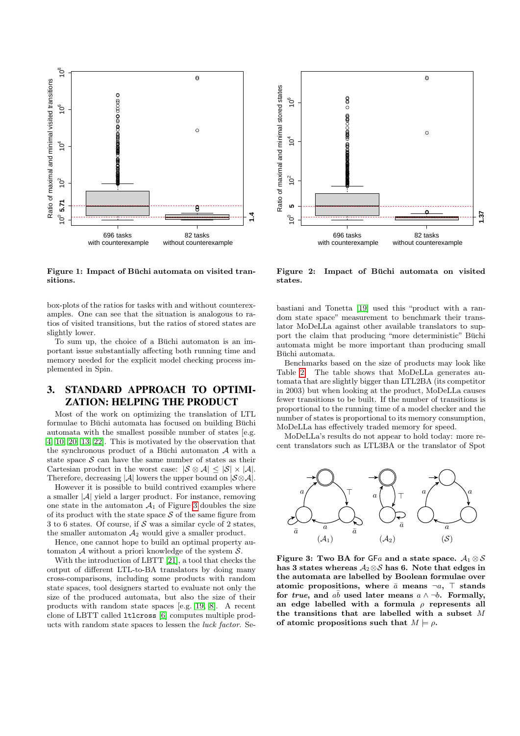Figure 1: Impact of Büchi automata on visited transitions.

Figure 2: Impact of Büchi automata on visited states.

box-plots of the ratios for tasks with and without counterexamples. One can see that the situation is analogous to ratios of visited transitions, but the ratios of stored states are slightly lower.

To sum up, the choice of a Büchi automaton is an important issue substantially affecting both running time and memory needed for the explicit model checking process implemented in Spin.

## 3. STANDARD APPROACH TO OPTIMIZATION: HELPING THE PRODUCT

Most of the work on optimizing the translation of LTL formulae to Büchi automata has focused on building Büchi automata with the smallest possible number of states [e.g. 4, 10, 20, 13, 22]. This is motivated by the observation that the synchronous product of a Büchi automaton $\mathcal{A}$ with a state space $\mathcal{S}$ can have the same number of states as their Cartesian product in the worst case: $|\mathcal{S} \otimes \mathcal{A}| \le |\mathcal{S}| \times |\mathcal{A}|$. Therefore, decreasing $|\mathcal{A}|$ lowers the upper bound on $|\mathcal{S} \otimes \mathcal{A}|$.

However it is possible to build contrived examples where a smaller $|\mathcal{A}|$ yield a larger product. For instance, removing one state in the automaton $\mathcal{A}_1$ of Figure 3 doubles the size of its product with the state space $\mathcal{S}$ of the same figure from 3 to 6 states. Of course, if $\mathcal{S}$ was a similar cycle of 2 states, the smaller automaton $\mathcal{A}_2$ would give a smaller product.

Hence, one cannot hope to build an optimal property automaton $\mathcal{A}$ without a priori knowledge of the system $\mathcal{S}$.

With the introduction of LBTT [21], a tool that checks the output of different LTL-to-BA translators by doing many cross-comparisons, including some products with random state spaces, tool designers started to evaluate not only the size of the produced automata, but also the size of their products with random state spaces [e.g. 19, 8]. A recent clone of LBTT called `ltlcross` [6] computes multiple products with random state spaces to lessen the *luck factor*. Sebastiani and Tonetta [19] used this "product with a random state space" measurement to benchmark their translator MoDeLLa against other available translators to support the claim that producing "more deterministic" Büchi automata might be more important than producing small Büchi automata.

Benchmarks based on the size of products may look like Table 2. The table shows that MoDeLLa generates automata that are slightly bigger than LTL2BA (its competitor in 2003) but when looking at the product, MoDeLLa causes fewer transitions to be built. If the number of transitions is proportional to the running time of a model checker and the number of states is proportional to its memory consumption, MoDeLLa has effectively traded memory for speed.

MoDeLLa's results do not appear to hold today: more recent translators such as LTL3BA or the translator of Spot

Figure 3: Two BA for $\mathsf{GF}a$ and a state space. $\mathcal{A}_1 \otimes \mathcal{S}$ has 3 states whereas $\mathcal{A}_2 \otimes \mathcal{S}$ has 6. Note that edges in the automata are labelled by Boolean formulae over atomic propositions, where $\bar{a}$ means $\neg a$, $\top$ stands for *true*, and $a\bar{b}$ used later means $a \wedge \neg b$. Formally, an edge labelled with a formula $\rho$ represents all the transitions that are labelled with a subset $M$ of atomic propositions such that $M \models \rho$.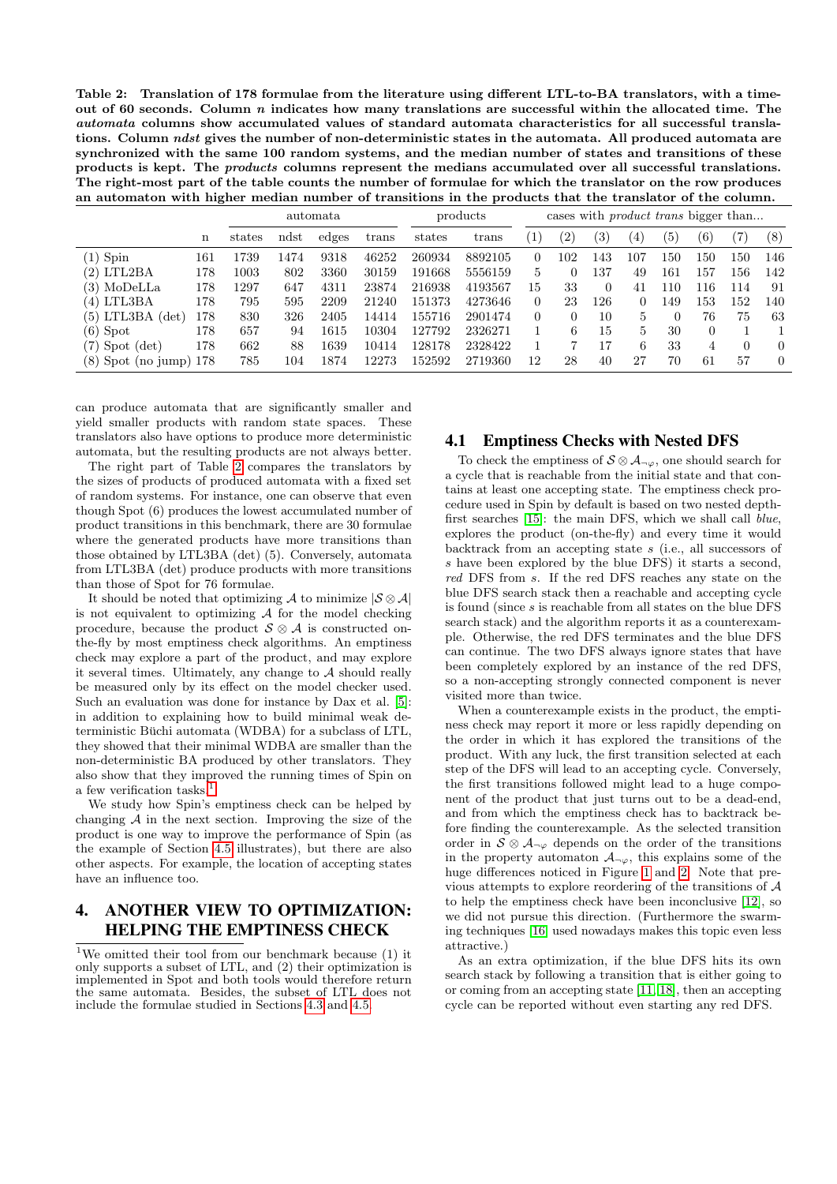**Table 2: Translation of 178 formulae from the literature using different LTL-to-BA translators, with a time-out of 60 seconds. Column *n* indicates how many translations are successful within the allocated time. The *automata* columns show accumulated values of standard automata characteristics for all successful translations. Column *ndst* gives the number of non-deterministic states in the automata. All produced automata are synchronized with the same 100 random systems, and the median number of states and transitions of these products is kept. The *products* columns represent the medians accumulated over all successful translations. The right-most part of the table counts the number of formulae for which the translator on the row produces an automaton with higher median number of transitions in the products that the translator of the column.**

| | | automata | | | | products | | cases with *product trans* bigger than... | | | | | | | |
|---|---|---|---|---|---|---|---|---|---|---|---|---|---|---|---|
| | n | states | ndst | edges | trans | states | trans | (1) | (2) | (3) | (4) | (5) | (6) | (7) | (8) |
| (1) Spin | 161 | 1739 | 1474 | 9318 | 46252 | 260934 | 8892105 | 0 | 102 | 143 | 107 | 150 | 150 | 150 | 146 |
| (2) LTL2BA | 178 | 1003 | 802 | 3360 | 30159 | 191668 | 5556159 | 5 | 0 | 137 | 49 | 161 | 157 | 156 | 142 |
| (3) MoDeLLa | 178 | 1297 | 647 | 4311 | 23874 | 216938 | 4193567 | 15 | 33 | 0 | 41 | 110 | 116 | 114 | 91 |
| (4) LTL3BA | 178 | 795 | 595 | 2209 | 21240 | 151373 | 4273646 | 0 | 23 | 126 | 0 | 149 | 153 | 152 | 140 |
| (5) LTL3BA (det) | 178 | 830 | 326 | 2405 | 14414 | 155716 | 2901474 | 0 | 0 | 10 | 5 | 0 | 76 | 75 | 63 |
| (6) Spot | 178 | 657 | 94 | 1615 | 10304 | 127792 | 2326271 | 1 | 6 | 15 | 5 | 30 | 0 | 1 | 1 |
| (7) Spot (det) | 178 | 662 | 88 | 1639 | 10414 | 128178 | 2328422 | 1 | 7 | 17 | 6 | 33 | 4 | 0 | 0 |
| (8) Spot (no jump) | 178 | 785 | 104 | 1874 | 12273 | 152592 | 2719360 | 12 | 28 | 40 | 27 | 70 | 61 | 57 | 0 |

can produce automata that are significantly smaller and yield smaller products with random state spaces. These translators also have options to produce more deterministic automata, but the resulting products are not always better.

The right part of Table 2 compares the translators by the sizes of products of produced automata with a fixed set of random systems. For instance, one can observe that even though Spot (6) produces the lowest accumulated number of product transitions in this benchmark, there are 30 formulae where the generated products have more transitions than those obtained by LTL3BA (det) (5). Conversely, automata from LTL3BA (det) produce products with more transitions than those of Spot for 76 formulae.

It should be noted that optimizing $\mathcal{A}$ to minimize $|\mathcal{S} \otimes \mathcal{A}|$ is not equivalent to optimizing $\mathcal{A}$ for the model checking procedure, because the product $\mathcal{S} \otimes \mathcal{A}$ is constructed on-the-fly by most emptiness check algorithms. An emptiness check may explore a part of the product, and may explore it several times. Ultimately, any change to $\mathcal{A}$ should really be measured only by its effect on the model checker used. Such an evaluation was done for instance by Dax et al. [5]: in addition to explaining how to build minimal weak deterministic Büchi automata (WDBA) for a subclass of LTL, they showed that their minimal WDBA are smaller than the non-deterministic BA produced by other translators. They also show that they improved the running times of Spin on a few verification tasks.[1]

We study how Spin's emptiness check can be helped by changing $\mathcal{A}$ in the next section. Improving the size of the product is one way to improve the performance of Spin (as the example of Section 4.5 illustrates), but there are also other aspects. For example, the location of accepting states have an influence too.

# 4. ANOTHER VIEW TO OPTIMIZATION: HELPING THE EMPTINESS CHECK

## 4.1 Emptiness Checks with Nested DFS

To check the emptiness of $\mathcal{S} \otimes \mathcal{A}_{\neg\varphi}$, one should search for a cycle that is reachable from the initial state and that contains at least one accepting state. The emptiness check procedure used in Spin by default is based on two nested depth-first searches [15]: the main DFS, which we shall call *blue*, explores the product (on-the-fly) and every time it would backtrack from an accepting state $s$ (i.e., all successors of $s$ have been explored by the blue DFS) it starts a second, *red* DFS from $s$. If the red DFS reaches any state on the blue DFS search stack then a reachable and accepting cycle is found (since $s$ is reachable from all states on the blue DFS search stack) and the algorithm reports it as a counterexample. Otherwise, the red DFS terminates and the blue DFS can continue. The two DFS always ignore states that have been completely explored by an instance of the red DFS, so a non-accepting strongly connected component is never visited more than twice.

When a counterexample exists in the product, the emptiness check may report it more or less rapidly depending on the order in which it has explored the transitions of the product. With any luck, the first transition selected at each step of the DFS will lead to an accepting cycle. Conversely, the first transitions followed might lead to a huge component of the product that just turns out to be a dead-end, and from which the emptiness check has to backtrack before finding the counterexample. As the selected transition order in $\mathcal{S} \otimes \mathcal{A}_{\neg\varphi}$ depends on the order of the transitions in the property automaton $\mathcal{A}_{\neg\varphi}$, this explains some of the huge differences noticed in Figure 1 and 2. Note that previous attempts to explore reordering of the transitions of $\mathcal{A}$ to help the emptiness check have been inconclusive [12], so we did not pursue this direction. (Furthermore the swarming techniques [16] used nowadays makes this topic even less attractive.)

As an extra optimization, if the blue DFS hits its own search stack by following a transition that is either going to or coming from an accepting state [11, 18], then an accepting cycle can be reported without even starting any red DFS.

[1] We omitted their tool from our benchmark because (1) it only supports a subset of LTL, and (2) their optimization is implemented in Spot and both tools would therefore return the same automata. Besides, the subset of LTL does not include the formulae studied in Sections 4.3 and 4.5.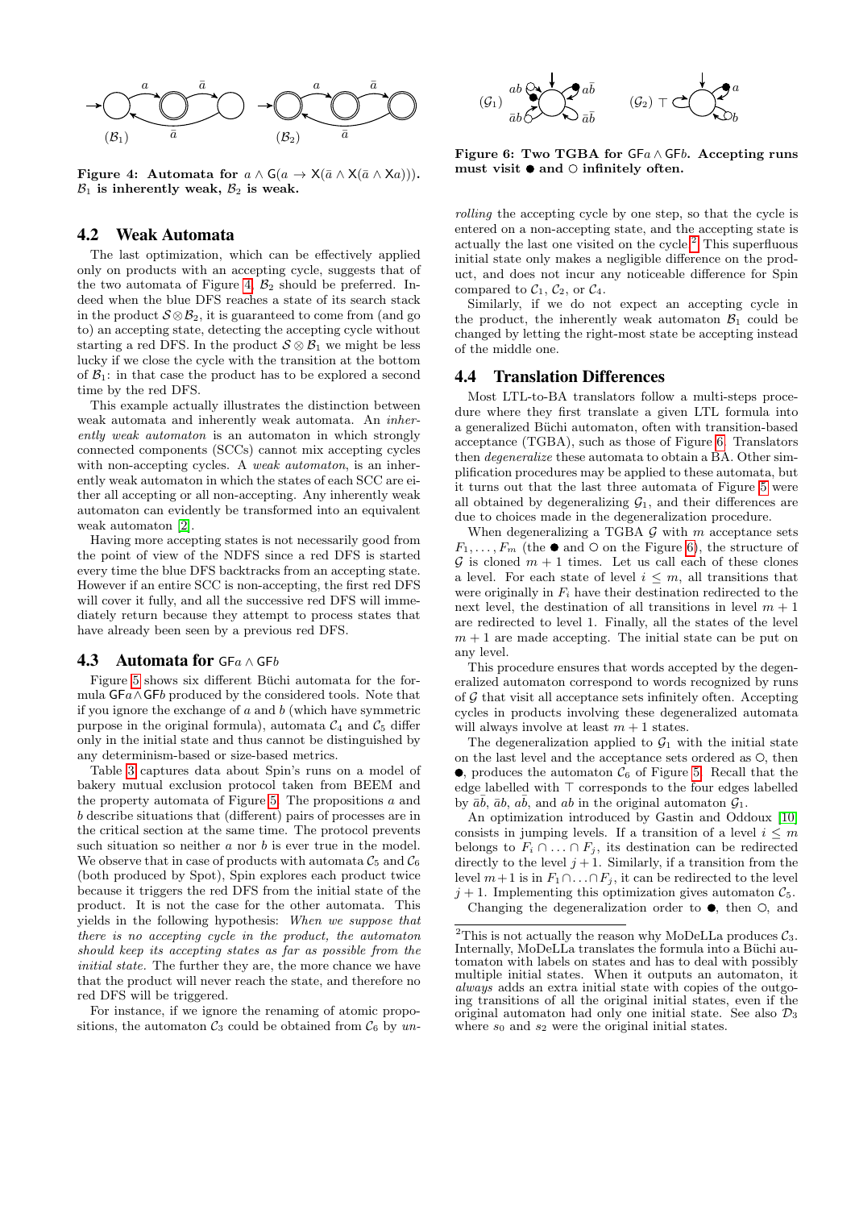Figure 4: Automata for $a \wedge \mathsf{G}(a \rightarrow \mathsf{X}(\bar{a} \wedge \mathsf{X}(\bar{a} \wedge \mathsf{X}a)))$. $\mathcal{B}_1$ is inherently weak, $\mathcal{B}_2$ is weak.

## 4.2 Weak Automata

The last optimization, which can be effectively applied only on products with an accepting cycle, suggests that of the two automata of Figure 4, $\mathcal{B}_2$ should be preferred. Indeed when the blue DFS reaches a state of its search stack in the product $\mathcal{S} \otimes \mathcal{B}_2$, it is guaranteed to come from (and go to) an accepting state, detecting the accepting cycle without starting a red DFS. In the product $\mathcal{S} \otimes \mathcal{B}_1$ we might be less lucky if we close the cycle with the transition at the bottom of $\mathcal{B}_1$: in that case the product has to be explored a second time by the red DFS.

This example actually illustrates the distinction between weak automata and inherently weak automata. An *inherently weak automaton* is an automaton in which strongly connected components (SCCs) cannot mix accepting cycles with non-accepting cycles. A *weak automaton*, is an inherently weak automaton in which the states of each SCC are either all accepting or all non-accepting. Any inherently weak automaton can evidently be transformed into an equivalent weak automaton [2].

Having more accepting states is not necessarily good from the point of view of the NDFS since a red DFS is started every time the blue DFS backtracks from an accepting state. However if an entire SCC is non-accepting, the first red DFS will cover it fully, and all the successive red DFS will immediately return because they attempt to process states that have already been seen by a previous red DFS.

## 4.3 Automata for $\mathsf{GF}a \wedge \mathsf{GF}b$

Figure 5 shows six different Büchi automata for the formula $\mathsf{GF}a \wedge \mathsf{GF}b$ produced by the considered tools. Note that if you ignore the exchange of $a$ and $b$ (which have symmetric purpose in the original formula), automata $\mathcal{C}_4$ and $\mathcal{C}_5$ differ only in the initial state and thus cannot be distinguished by any determinism-based or size-based metrics.

Table 3 captures data about Spin's runs on a model of bakery mutual exclusion protocol taken from BEEM and the property automata of Figure 5. The propositions $a$ and $b$ describe situations that (different) pairs of processes are in the critical section at the same time. The protocol prevents such situation so neither $a$ nor $b$ is ever true in the model. We observe that in case of products with automata $\mathcal{C}_5$ and $\mathcal{C}_6$ (both produced by Spot), Spin explores each product twice because it triggers the red DFS from the initial state of the product. It is not the case for the other automata. This yields in the following hypothesis: *When we suppose that there is no accepting cycle in the product, the automaton should keep its accepting states as far as possible from the initial state.* The further they are, the more chance we have that the product will never reach the state, and therefore no red DFS will be triggered.

For instance, if we ignore the renaming of atomic propositions, the automaton $\mathcal{C}_3$ could be obtained from $\mathcal{C}_6$ by *unrolling* the accepting cycle by one step, so that the cycle is entered on a non-accepting state, and the accepting state is actually the last one visited on the cycle.[2] This superfluous initial state only makes a negligible difference on the product, and does not incur any noticeable difference for Spin compared to $\mathcal{C}_1$, $\mathcal{C}_2$, or $\mathcal{C}_4$.

Similarly, if we do not expect an accepting cycle in the product, the inherently weak automaton $\mathcal{B}_1$ could be changed by letting the right-most state be accepting instead of the middle one.

Figure 6: Two TGBA for $\mathsf{GF}a \wedge \mathsf{GF}b$. Accepting runs must visit ● and ○ infinitely often.

## 4.4 Translation Differences

Most LTL-to-BA translators follow a multi-steps procedure where they first translate a given LTL formula into a generalized Büchi automaton, often with transition-based acceptance (TGBA), such as those of Figure 6. Translators then *degeneralize* these automata to obtain a BA. Other simplification procedures may be applied to these automata, but it turns out that the last three automata of Figure 5 were all obtained by degeneralizing $\mathcal{G}_1$, and their differences are due to choices made in the degeneralization procedure.

When degeneralizing a TGBA $\mathcal{G}$ with $m$ acceptance sets $F_1, \ldots, F_m$ (the ● and ○ on the Figure 6), the structure of $\mathcal{G}$ is cloned $m+1$ times. Let us call each of these clones a level. For each state of level $i \leq m$, all transitions that were originally in $F_i$ have their destination redirected to the next level, the destination of all transitions in level $m+1$ are redirected to level 1. Finally, all the states of the level $m+1$ are made accepting. The initial state can be put on any level.

This procedure ensures that words accepted by the degeneralized automaton correspond to words recognized by runs of $\mathcal{G}$ that visit all acceptance sets infinitely often. Accepting cycles in products involving these degeneralized automata will always involve at least $m+1$ states.

The degeneralization applied to $\mathcal{G}_1$ with the initial state on the last level and the acceptance sets ordered as ○, then ●, produces the automaton $\mathcal{C}_6$ of Figure 5. Recall that the edge labelled with $\top$ corresponds to the four edges labelled by $\bar{a}\bar{b}$, $\bar{a}b$, $a\bar{b}$, and $ab$ in the original automaton $\mathcal{G}_1$.

An optimization introduced by Gastin and Oddoux [10] consists in jumping levels. If a transition of a level $i \leq m$ belongs to $F_i \cap \ldots \cap F_j$, its destination can be redirected directly to the level $j+1$. Similarly, if a transition from the level $m+1$ is in $F_1 \cap \ldots \cap F_j$, it can be redirected to the level $j+1$. Implementing this optimization gives automaton $\mathcal{C}_5$.

Changing the degeneralization order to ●, then ○, and

[2] This is not actually the reason why MoDeLLa produces $\mathcal{C}_3$. Internally, MoDeLLa translates the formula into a Büchi automaton with labels on states and has to deal with possibly multiple initial states. When it outputs an automaton, it *always* adds an extra initial state with copies of the outgoing transitions of all the original initial states, even if the original automaton had only one initial state. See also $\mathcal{D}_3$ where $s_0$ and $s_2$ were the original initial states.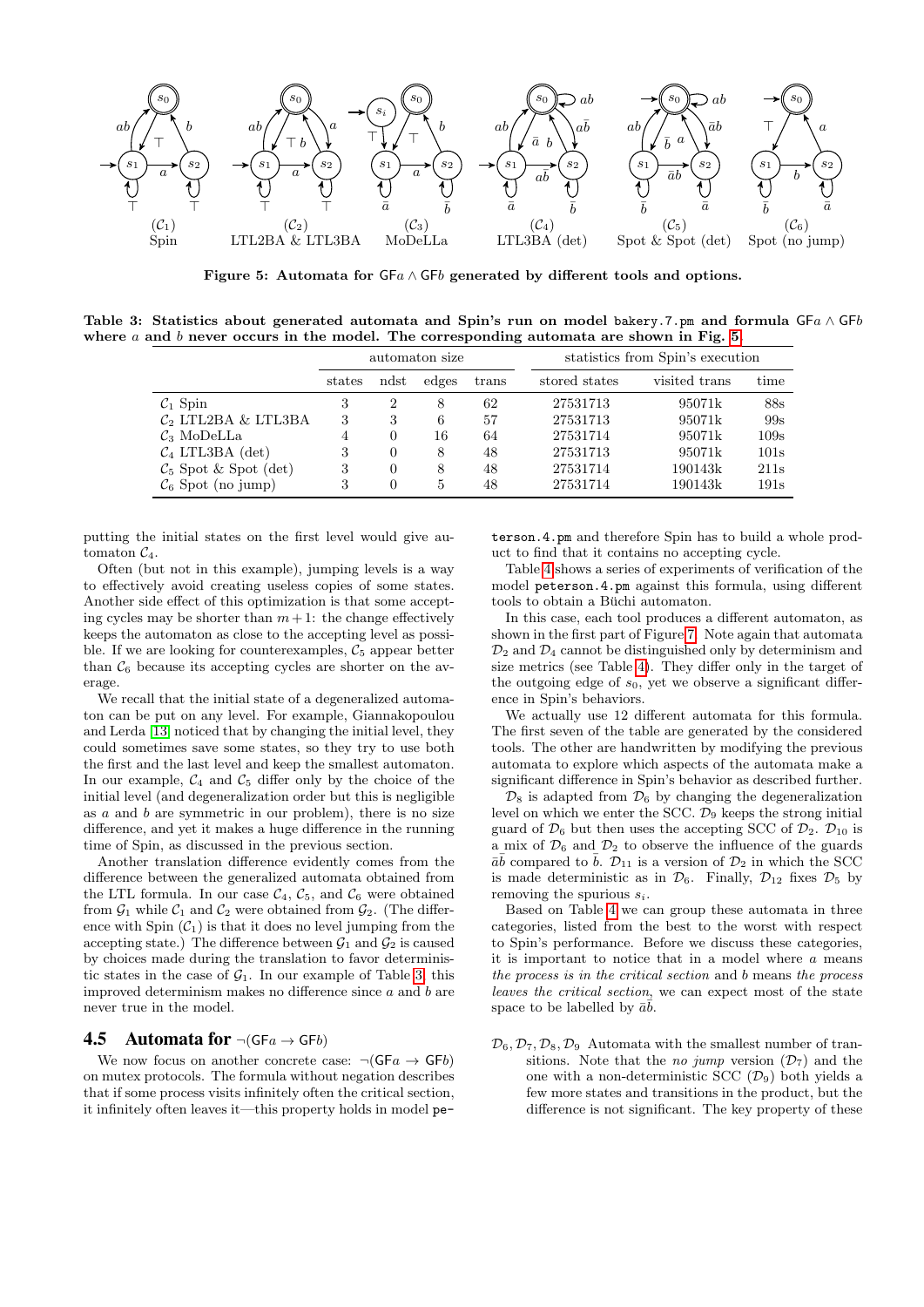**Figure 5: Automata for $\mathsf{GF}a \wedge \mathsf{GF}b$ generated by different tools and options.**

($\mathcal{C}_1$) Spin — ($\mathcal{C}_2$) LTL2BA & LTL3BA — ($\mathcal{C}_3$) MoDeLLa — ($\mathcal{C}_4$) LTL3BA (det) — ($\mathcal{C}_5$) Spot & Spot (det) — ($\mathcal{C}_6$) Spot (no jump)

**Table 3: Statistics about generated automata and Spin's run on model bakery.7.pm and formula $\mathsf{GF}a \wedge \mathsf{GF}b$ where $a$ and $b$ never occurs in the model. The corresponding automata are shown in Fig. 5.**

| | automaton size | | | | statistics from Spin's execution | | |
|---|---|---|---|---|---|---|---|
| | states | ndst | edges | trans | stored states | visited trans | time |
| $\mathcal{C}_1$ Spin | 3 | 2 | 8 | 62 | 27531713 | 95071k | 88s |
| $\mathcal{C}_2$ LTL2BA & LTL3BA | 3 | 3 | 6 | 57 | 27531713 | 95071k | 99s |
| $\mathcal{C}_3$ MoDeLLa | 4 | 0 | 16 | 64 | 27531714 | 95071k | 109s |
| $\mathcal{C}_4$ LTL3BA (det) | 3 | 0 | 8 | 48 | 27531713 | 95071k | 101s |
| $\mathcal{C}_5$ Spot & Spot (det) | 3 | 0 | 8 | 48 | 27531714 | 190143k | 211s |
| $\mathcal{C}_6$ Spot (no jump) | 3 | 0 | 5 | 48 | 27531714 | 190143k | 191s |

putting the initial states on the first level would give automaton $\mathcal{C}_4$.

Often (but not in this example), jumping levels is a way to effectively avoid creating useless copies of some states. Another side effect of this optimization is that some accepting cycles may be shorter than $m+1$: the change effectively keeps the automaton as close to the accepting level as possible. If we are looking for counterexamples, $\mathcal{C}_5$ appear better than $\mathcal{C}_6$ because its accepting cycles are shorter on the average.

We recall that the initial state of a degeneralized automaton can be put on any level. For example, Giannakopoulou and Lerda [13] noticed that by changing the initial level, they could sometimes save some states, so they try to use both the first and the last level and keep the smallest automaton. In our example, $\mathcal{C}_4$ and $\mathcal{C}_5$ differ only by the choice of the initial level (and degeneralization order but this is negligible as $a$ and $b$ are symmetric in our problem), there is no size difference, and yet it makes a huge difference in the running time of Spin, as discussed in the previous section.

Another translation difference evidently comes from the difference between the generalized automata obtained from the LTL formula. In our case $\mathcal{C}_4$, $\mathcal{C}_5$, and $\mathcal{C}_6$ were obtained from $\mathcal{G}_1$ while $\mathcal{C}_1$ and $\mathcal{C}_2$ were obtained from $\mathcal{G}_2$. (The difference with Spin ($\mathcal{C}_1$) is that it does no level jumping from the accepting state.) The difference between $\mathcal{G}_1$ and $\mathcal{G}_2$ is caused by choices made during the translation to favor deterministic states in the case of $\mathcal{G}_1$. In our example of Table 3, this improved determinism makes no difference since $a$ and $b$ are never true in the model.

## 4.5 Automata for $\neg(\mathsf{GF}a \rightarrow \mathsf{GF}b)$

We now focus on another concrete case: $\neg(\mathsf{GF}a \rightarrow \mathsf{GF}b)$ on mutex protocols. The formula without negation describes that if some process visits infinitely often the critical section, it infinitely often leaves it—this property holds in model peterson.4.pm and therefore Spin has to build a whole product to find that it contains no accepting cycle.

Table 4 shows a series of experiments of verification of the model peterson.4.pm against this formula, using different tools to obtain a Büchi automaton.

In this case, each tool produces a different automaton, as shown in the first part of Figure 7. Note again that automata $\mathcal{D}_2$ and $\mathcal{D}_4$ cannot be distinguished only by determinism and size metrics (see Table 4). They differ only in the target of the outgoing edge of $s_0$, yet we observe a significant difference in Spin's behaviors.

We actually use 12 different automata for this formula. The first seven of the table are generated by the considered tools. The other are handwritten by modifying the previous automata to explore which aspects of the automata make a significant difference in Spin's behavior as described further.

$\mathcal{D}_8$ is adapted from $\mathcal{D}_6$ by changing the degeneralization level on which we enter the SCC. $\mathcal{D}_9$ keeps the strong initial guard of $\mathcal{D}_6$ but then uses the accepting SCC of $\mathcal{D}_2$. $\mathcal{D}_{10}$ is a mix of $\mathcal{D}_6$ and $\mathcal{D}_2$ to observe the influence of the guards $\bar{a}\bar{b}$ compared to $\bar{b}$. $\mathcal{D}_{11}$ is a version of $\mathcal{D}_2$ in which the SCC is made deterministic as in $\mathcal{D}_6$. Finally, $\mathcal{D}_{12}$ fixes $\mathcal{D}_5$ by removing the spurious $s_i$.

Based on Table 4 we can group these automata in three categories, listed from the best to the worst with respect to Spin's performance. Before we discuss these categories, it is important to notice that in a model where $a$ means *the process is in the critical section* and $b$ means *the process leaves the critical section*, we can expect most of the state space to be labelled by $\bar{a}\bar{b}$.

- $\mathcal{D}_6, \mathcal{D}_7, \mathcal{D}_8, \mathcal{D}_9$ Automata with the smallest number of transitions. Note that the *no jump* version ($\mathcal{D}_7$) and the one with a non-deterministic SCC ($\mathcal{D}_9$) both yields a few more states and transitions in the product, but the difference is not significant. The key property of these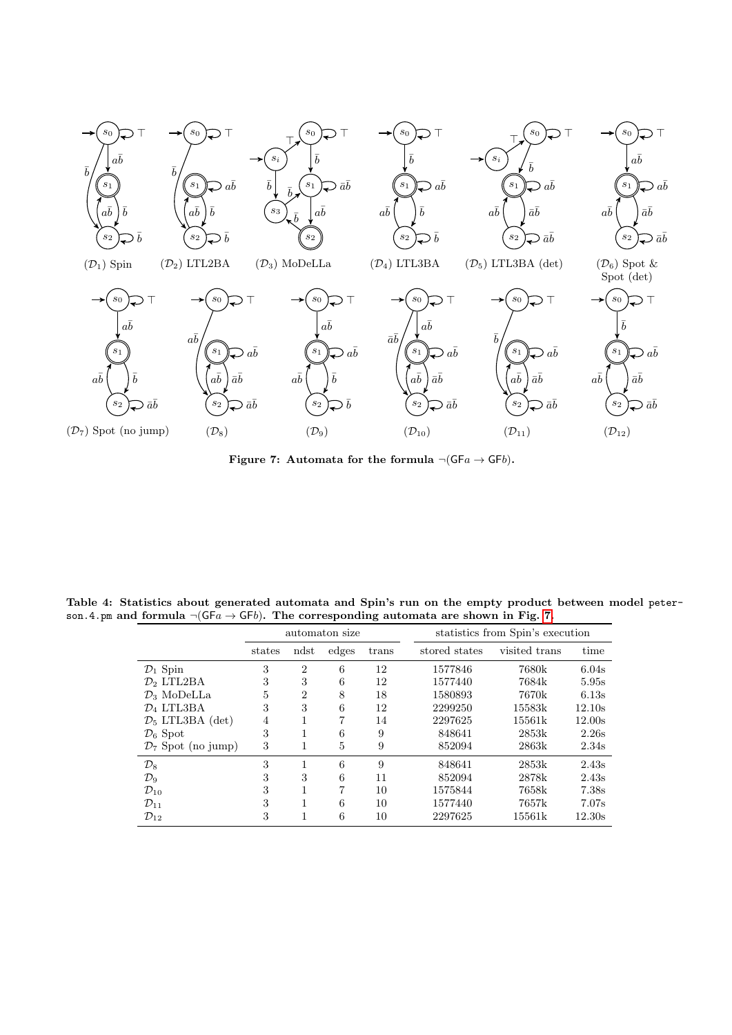Figure 7: Automata for the formula $\neg(\mathsf{GF}a \rightarrow \mathsf{GF}b)$.

**Table 4: Statistics about generated automata and Spin's run on the empty product between model `peterson.4.pm` and formula $\neg(\mathsf{GF}a \rightarrow \mathsf{GF}b)$. The corresponding automata are shown in Fig. 7.**

| | automaton size | | | | statistics from Spin's execution | | |
|---|---|---|---|---|---|---|---|
| | states | ndst | edges | trans | stored states | visited trans | time |
| $\mathcal{D}_1$ Spin | 3 | 2 | 6 | 12 | 1577846 | 7680k | 6.04s |
| $\mathcal{D}_2$ LTL2BA | 3 | 3 | 6 | 12 | 1577440 | 7684k | 5.95s |
| $\mathcal{D}_3$ MoDeLLa | 5 | 2 | 8 | 18 | 1580893 | 7670k | 6.13s |
| $\mathcal{D}_4$ LTL3BA | 3 | 3 | 6 | 12 | 2299250 | 15583k | 12.10s |
| $\mathcal{D}_5$ LTL3BA (det) | 4 | 1 | 7 | 14 | 2297625 | 15561k | 12.00s |
| $\mathcal{D}_6$ Spot | 3 | 1 | 6 | 9 | 848641 | 2853k | 2.26s |
| $\mathcal{D}_7$ Spot (no jump) | 3 | 1 | 5 | 9 | 852094 | 2863k | 2.34s |
| $\mathcal{D}_8$ | 3 | 1 | 6 | 9 | 848641 | 2853k | 2.43s |
| $\mathcal{D}_9$ | 3 | 3 | 6 | 11 | 852094 | 2878k | 2.43s |
| $\mathcal{D}_{10}$ | 3 | 1 | 7 | 10 | 1575844 | 7658k | 7.38s |
| $\mathcal{D}_{11}$ | 3 | 1 | 6 | 10 | 1577440 | 7657k | 7.07s |
| $\mathcal{D}_{12}$ | 3 | 1 | 6 | 10 | 2297625 | 15561k | 12.30s |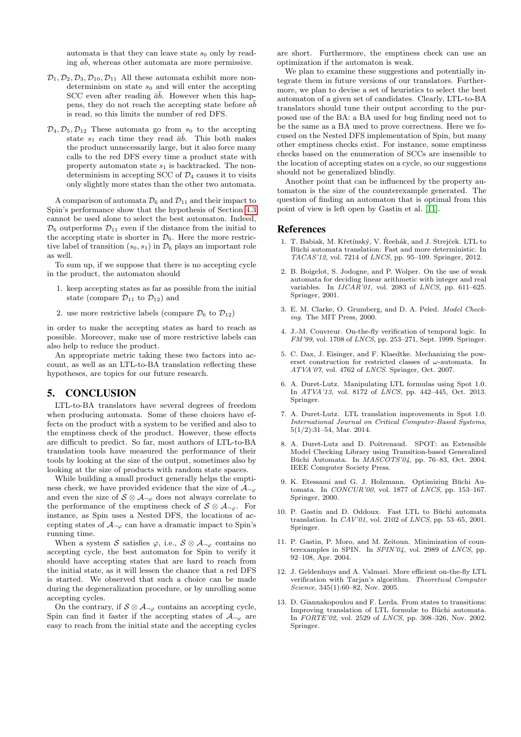automata is that they can leave state $s_0$ only by reading $a\bar{b}$, whereas other automata are more permissive.

$\mathcal{D}_1, \mathcal{D}_2, \mathcal{D}_3, \mathcal{D}_{10}, \mathcal{D}_{11}$ All these automata exhibit more nondeterminism on state $s_0$ and will enter the accepting SCC even after reading $\bar{a}\bar{b}$. However when this happens, they do not reach the accepting state before $a\bar{b}$ is read, so this limits the number of red DFS.

$\mathcal{D}_4, \mathcal{D}_5, \mathcal{D}_{12}$ These automata go from $s_0$ to the accepting state $s_1$ each time they read $\bar{a}\bar{b}$. This both makes the product unnecessarily large, but it also force many calls to the red DFS every time a product state with property automaton state $s_1$ is backtracked. The nondeterminism in accepting SCC of $\mathcal{D}_4$ causes it to visits only slightly more states than the other two automata.

A comparison of automata $\mathcal{D}_6$ and $\mathcal{D}_{11}$ and their impact to Spin's performance show that the hypothesis of Section 4.3 cannot be used alone to select the best automaton. Indeed, $\mathcal{D}_6$ outperforms $\mathcal{D}_{11}$ even if the distance from the initial to the accepting state is shorter in $\mathcal{D}_6$. Here the more restrictive label of transition $(s_0, s_1)$ in $\mathcal{D}_6$ plays an important role as well.

To sum up, if we suppose that there is no accepting cycle in the product, the automaton should

1. keep accepting states as far as possible from the initial state (compare $\mathcal{D}_{11}$ to $\mathcal{D}_{12}$) and
2. use more restrictive labels (compare $\mathcal{D}_6$ to $\mathcal{D}_{12}$)

in order to make the accepting states as hard to reach as possible. Moreover, make use of more restrictive labels can also help to reduce the product.

An appropriate metric taking these two factors into account, as well as an LTL-to-BA translation reflecting these hypotheses, are topics for our future research.

## 5. CONCLUSION

LTL-to-BA translators have several degrees of freedom when producing automata. Some of these choices have effects on the product with a system to be verified and also to the emptiness check of the product. However, these effects are difficult to predict. So far, most authors of LTL-to-BA translation tools have measured the performance of their tools by looking at the size of the output, sometimes also by looking at the size of products with random state spaces.

While building a small product generally helps the emptiness check, we have provided evidence that the size of $\mathcal{A}_{\neg\varphi}$ and even the size of $\mathcal{S} \otimes \mathcal{A}_{\neg\varphi}$ does not always correlate to the performance of the emptiness check of $\mathcal{S} \otimes \mathcal{A}_{\neg\varphi}$. For instance, as Spin uses a Nested DFS, the locations of accepting states of $\mathcal{A}_{\neg\varphi}$ can have a dramatic impact to Spin's running time.

When a system $\mathcal{S}$ satisfies $\varphi$, i.e., $\mathcal{S} \otimes \mathcal{A}_{\neg\varphi}$ contains no accepting cycle, the best automaton for Spin to verify it should have accepting states that are hard to reach from the initial state, as it will lessen the chance that a red DFS is started. We observed that such a choice can be made during the degeneralization procedure, or by unrolling some accepting cycles.

On the contrary, if $\mathcal{S} \otimes \mathcal{A}_{\neg\varphi}$ contains an accepting cycle, Spin can find it faster if the accepting states of $\mathcal{A}_{\neg\varphi}$ are easy to reach from the initial state and the accepting cycles are short. Furthermore, the emptiness check can use an optimization if the automaton is weak.

We plan to examine these suggestions and potentially integrate them in future versions of our translators. Furthermore, we plan to devise a set of heuristics to select the best automaton of a given set of candidates. Clearly, LTL-to-BA translators should tune their output according to the purposed use of the BA: a BA used for bug finding need not to be the same as a BA used to prove correctness. Here we focused on the Nested DFS implementation of Spin, but many other emptiness checks exist. For instance, some emptiness checks based on the enumeration of SCCs are insensible to the location of accepting states on a cycle, so our suggestions should not be generalized blindly.

Another point that can be influenced by the property automaton is the size of the counterexample generated. The question of finding an automaton that is optimal from this point of view is left open by Gastin et al. [11].

## References

1. T. Babiak, M. Křetínský, V. Řeehák, and J. Strejček. LTL to Büchi automata translation: Fast and more deterministic. In *TACAS'12*, vol. 7214 of *LNCS*, pp. 95–109. Springer, 2012.
2. B. Boigelot, S. Jodogne, and P. Wolper. On the use of weak automata for deciding linear arithmetic with integer and real variables. In *IJCAR'01*, vol. 2083 of *LNCS*, pp. 611–625. Springer, 2001.
3. E. M. Clarke, O. Grumberg, and D. A. Peled. *Model Checking*. The MIT Press, 2000.
4. J.-M. Couvreur. On-the-fly verification of temporal logic. In *FM'99*, vol. 1708 of *LNCS*, pp. 253–271, Sept. 1999. Springer.
5. C. Dax, J. Eisinger, and F. Klaedtke. Mechanizing the powerset construction for restricted classes of ω-automata. In *ATVA'07*, vol. 4762 of *LNCS*. Springer, Oct. 2007.
6. A. Duret-Lutz. Manipulating LTL formulas using Spot 1.0. In *ATVA'13*, vol. 8172 of *LNCS*, pp. 442–445, Oct. 2013. Springer.
7. A. Duret-Lutz. LTL translation improvements in Spot 1.0. *International Journal on Critical Computer-Based Systems*, 5(1/2):31–54, Mar. 2014.
8. A. Duret-Lutz and D. Poitrenaud. SPOT: an Extensible Model Checking Library using Transition-based Generalized Büchi Automata. In *MASCOTS'04*, pp. 76–83, Oct. 2004. IEEE Computer Society Press.
9. K. Etessami and G. J. Holzmann. Optimizing Büchi Automata. In *CONCUR'00*, vol. 1877 of *LNCS*, pp. 153–167. Springer, 2000.
10. P. Gastin and D. Oddoux. Fast LTL to Büchi automata translation. In *CAV'01*, vol. 2102 of *LNCS*, pp. 53–65, 2001. Springer.
11. P. Gastin, P. Moro, and M. Zeitoun. Minimization of counterexamples in SPIN. In *SPIN'04*, vol. 2989 of *LNCS*, pp. 92–108, Apr. 2004.
12. J. Geldenhuys and A. Valmari. More efficient on-the-fly LTL verification with Tarjan's algorithm. *Theoretical Computer Science*, 345(1):60–82, Nov. 2005.
13. D. Giannakopoulou and F. Lerda. From states to transitions: Improving translation of LTL formulæ to Büchi automata. In *FORTE'02*, vol. 2529 of *LNCS*, pp. 308–326, Nov. 2002. Springer.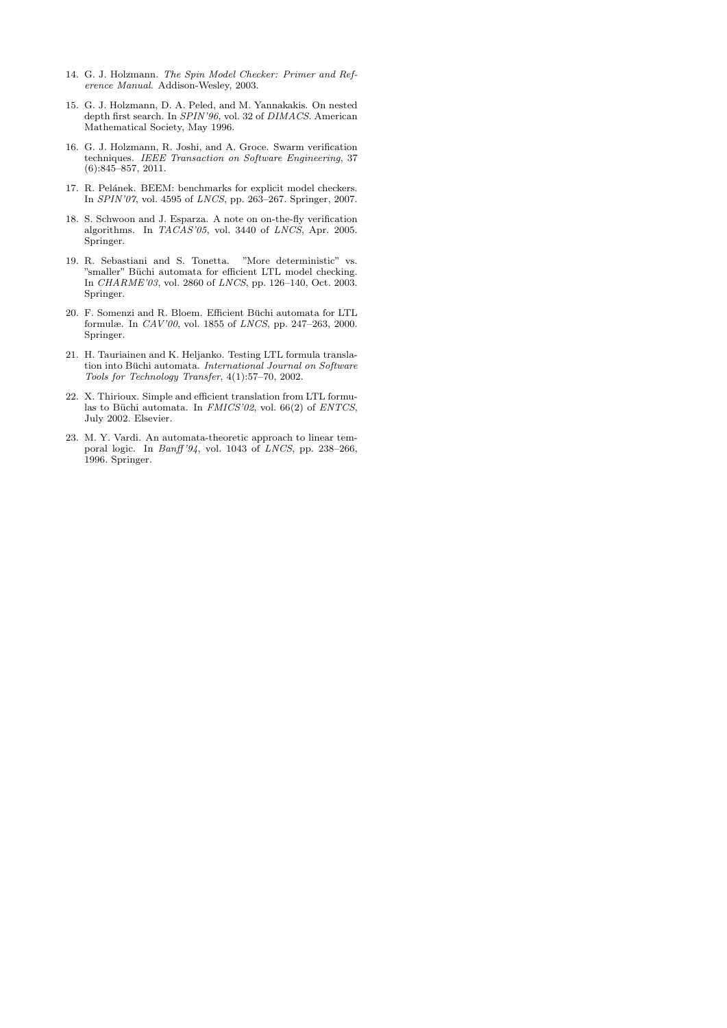14. G. J. Holzmann. *The Spin Model Checker: Primer and Reference Manual*. Addison-Wesley, 2003.

15. G. J. Holzmann, D. A. Peled, and M. Yannakakis. On nested depth first search. In *SPIN'96*, vol. 32 of *DIMACS*. American Mathematical Society, May 1996.

16. G. J. Holzmann, R. Joshi, and A. Groce. Swarm verification techniques. *IEEE Transaction on Software Engineering*, 37 (6):845–857, 2011.

17. R. Pelánek. BEEM: benchmarks for explicit model checkers. In *SPIN'07*, vol. 4595 of *LNCS*, pp. 263–267. Springer, 2007.

18. S. Schwoon and J. Esparza. A note on on-the-fly verification algorithms. In *TACAS'05*, vol. 3440 of *LNCS*, Apr. 2005. Springer.

19. R. Sebastiani and S. Tonetta. "More deterministic" vs. "smaller" Büchi automata for efficient LTL model checking. In *CHARME'03*, vol. 2860 of *LNCS*, pp. 126–140, Oct. 2003. Springer.

20. F. Somenzi and R. Bloem. Efficient Büchi automata for LTL formulæ. In *CAV'00*, vol. 1855 of *LNCS*, pp. 247–263, 2000. Springer.

21. H. Tauriainen and K. Heljanko. Testing LTL formula translation into Büchi automata. *International Journal on Software Tools for Technology Transfer*, 4(1):57–70, 2002.

22. X. Thirioux. Simple and efficient translation from LTL formulas to Büchi automata. In *FMICS'02*, vol. 66(2) of *ENTCS*, July 2002. Elsevier.

23. M. Y. Vardi. An automata-theoretic approach to linear temporal logic. In *Banff'94*, vol. 1043 of *LNCS*, pp. 238–266, 1996. Springer.